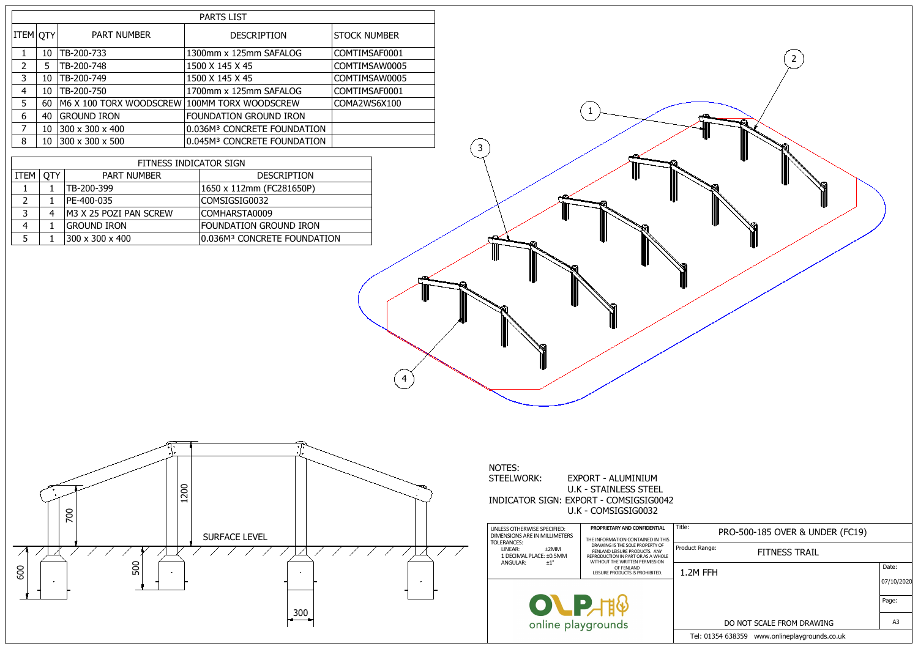| PARTS LIST | | | | |
|---|---|---|---|---|
| ITEM | QTY | PART NUMBER | DESCRIPTION | STOCK NUMBER |
| 1 | 10 | TB-200-733 | 1300mm x 125mm SAFALOG | COMTIMSAF0001 |
| 2 | 5 | TB-200-748 | 1500 X 145 X 45 | COMTIMSAW0005 |
| 3 | 10 | TB-200-749 | 1500 X 145 X 45 | COMTIMSAW0005 |
| 4 | 10 | TB-200-750 | 1700mm x 125mm SAFALOG | COMTIMSAF0001 |
| 5 | 60 | M6 X 100 TORX WOODSCREW | 100MM TORX WOODSCREW | COMA2WS6X100 |
| 6 | 40 | GROUND IRON | FOUNDATION GROUND IRON | |
| 7 | 10 | 300 x 300 x 400 | 0.036M³ CONCRETE FOUNDATION | |
| 8 | 10 | 300 x 300 x 500 | 0.045M³ CONCRETE FOUNDATION | |

| FITNESS INDICATOR SIGN | | | |
|---|---|---|---|
| ITEM | QTY | PART NUMBER | DESCRIPTION |
| 1 | 1 | TB-200-399 | 1650 x 112mm (FC281650P) |
| 2 | 1 | PE-400-035 | COMSIGSIG0032 |
| 3 | 4 | M3 X 25 POZI PAN SCREW | COMHARSTA0009 |
| 4 | 1 | GROUND IRON | FOUNDATION GROUND IRON |
| 5 | 1 | 300 x 300 x 400 | 0.036M³ CONCRETE FOUNDATION |

1
2
3
4

700
1200
SURFACE LEVEL
600
500
300

NOTES:
STEELWORK: EXPORT - ALUMINIUM
U.K - STAINLESS STEEL
INDICATOR SIGN: EXPORT - COMSIGSIG0042
U.K - COMSIGSIG0032

UNLESS OTHERWISE SPECIFIED:
DIMENSIONS ARE IN MILLIMETERS
TOLERANCES:
LINEAR: ±2MM
1 DECIMAL PLACE: ±0.5MM
ANGULAR: ±1°

**PROPRIETARY AND CONFIDENTIAL**

THE INFORMATION CONTAINED IN THIS DRAWING IS THE SOLE PROPERTY OF FENLAND LEISURE PRODUCTS. ANY REPRODUCTION IN PART OR AS A WHOLE WITHOUT THE WRITTEN PERMISSION OF FENLAND LEISURE PRODUCTS IS PROHIBITED.

online playgrounds

Title: PRO-500-185 OVER & UNDER (FC19)

Product Range: FITNESS TRAIL

1.2M FFH

Date: 07/10/2020

Page:

A3

DO NOT SCALE FROM DRAWING

Tel: 01354 638359 www.onlineplaygrounds.co.uk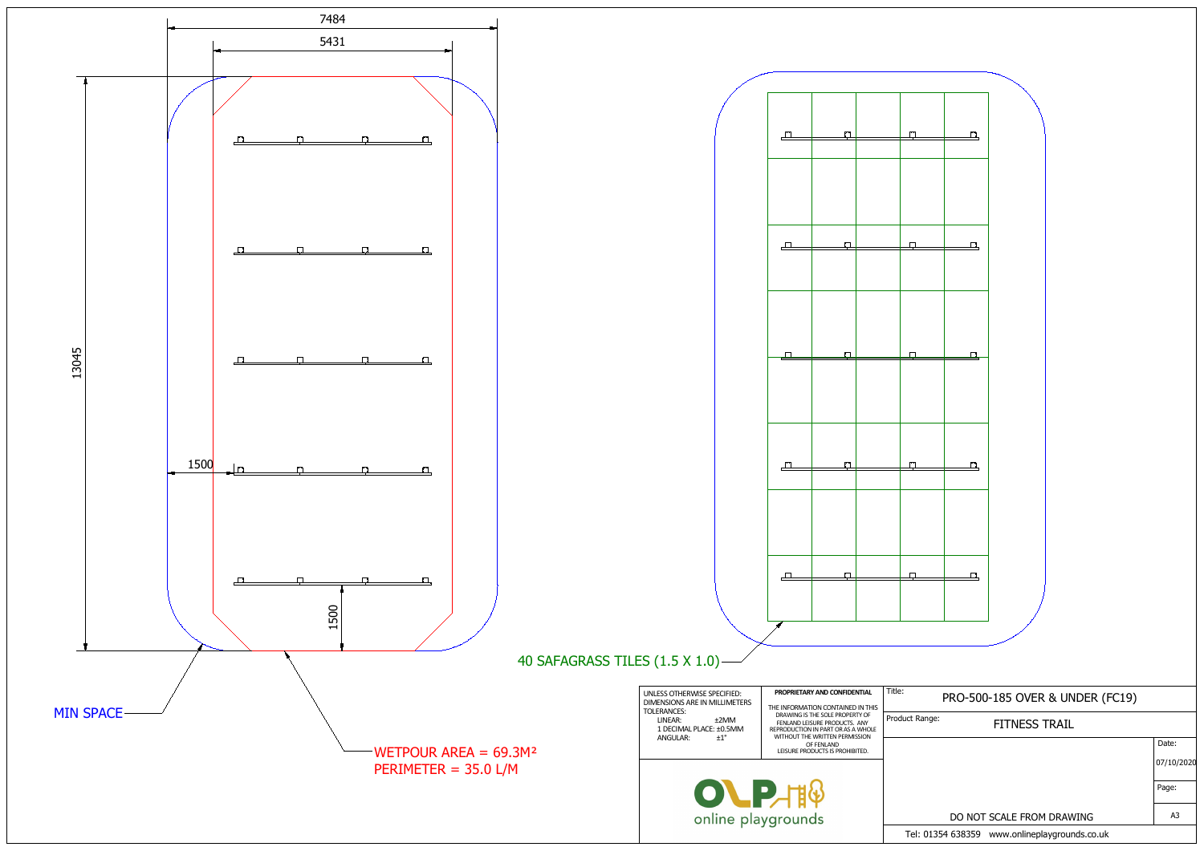7484

5431

13045

1500

1500

MIN SPACE

WETPOUR AREA = 69.3M²
PERIMETER = 35.0 L/M

40 SAFAGRASS TILES (1.5 X 1.0)

UNLESS OTHERWISE SPECIFIED:
DIMENSIONS ARE IN MILLIMETERS
TOLERANCES:
LINEAR: ±2MM
1 DECIMAL PLACE: ±0.5MM
ANGULAR: ±1°

**PROPRIETARY AND CONFIDENTIAL**

THE INFORMATION CONTAINED IN THIS DRAWING IS THE SOLE PROPERTY OF FENLAND LEISURE PRODUCTS. ANY REPRODUCTION IN PART OR AS A WHOLE WITHOUT THE WRITTEN PERMISSION OF FENLAND LEISURE PRODUCTS IS PROHIBITED.

online playgrounds

Title: PRO-500-185 OVER & UNDER (FC19)

Product Range: FITNESS TRAIL

Date: 07/10/2020

Page:

A3

DO NOT SCALE FROM DRAWING

Tel: 01354 638359 www.onlineplaygrounds.co.uk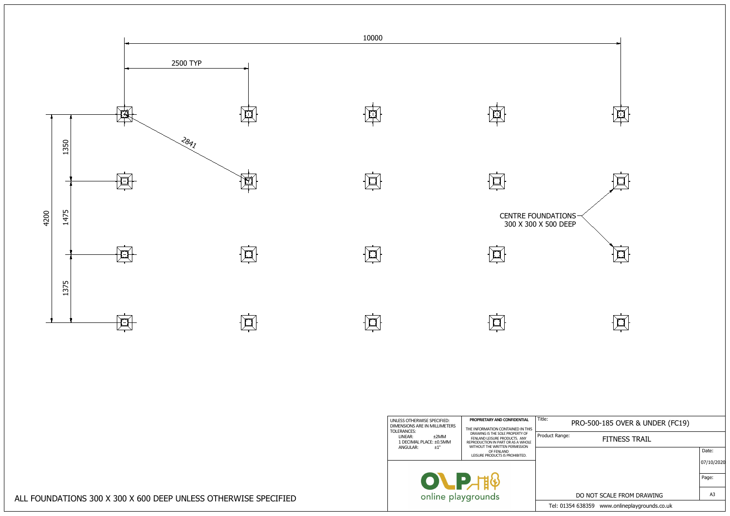10000

2500 TYP

2841

4200

1350

1475

1375

CENTRE FOUNDATIONS
300 X 300 X 500 DEEP

ALL FOUNDATIONS 300 X 300 X 600 DEEP UNLESS OTHERWISE SPECIFIED

UNLESS OTHERWISE SPECIFIED:
DIMENSIONS ARE IN MILLIMETERS
TOLERANCES:
LINEAR: ±2MM
1 DECIMAL PLACE: ±0.5MM
ANGULAR: ±1°

**PROPRIETARY AND CONFIDENTIAL**

THE INFORMATION CONTAINED IN THIS DRAWING IS THE SOLE PROPERTY OF FENLAND LEISURE PRODUCTS. ANY REPRODUCTION IN PART OR AS A WHOLE WITHOUT THE WRITTEN PERMISSION OF FENLAND LEISURE PRODUCTS IS PROHIBITED.

online playgrounds

Title: PRO-500-185 OVER & UNDER (FC19)

Product Range: FITNESS TRAIL

Date: 07/10/2020

Page:

DO NOT SCALE FROM DRAWING

A3

Tel: 01354 638359 www.onlineplaygrounds.co.uk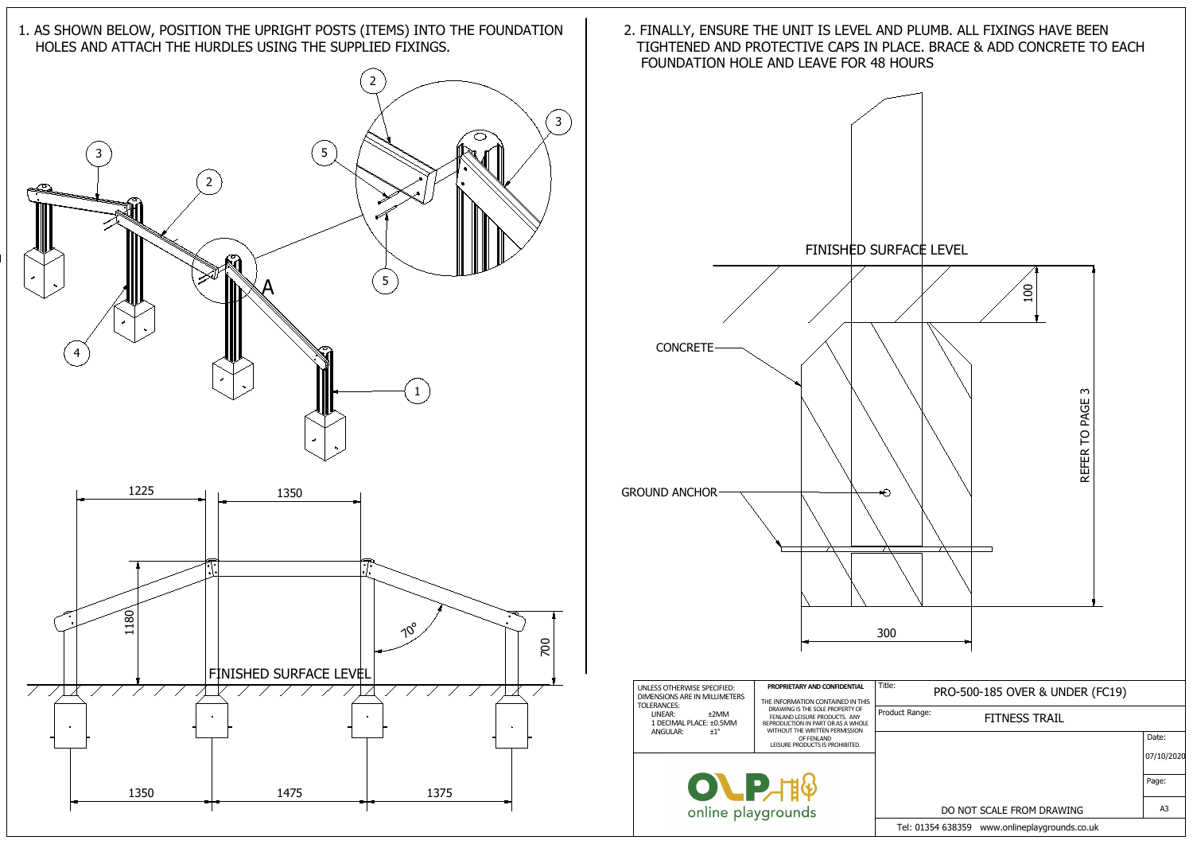1. AS SHOWN BELOW, POSITION THE UPRIGHT POSTS (ITEMS) INTO THE FOUNDATION HOLES AND ATTACH THE HURDLES USING THE SUPPLIED FIXINGS.

2
3
3
5
2
A
5
4
1

1225
1350
1180
70°
700
FINISHED SURFACE LEVEL
1350
1475
1375

2. FINALLY, ENSURE THE UNIT IS LEVEL AND PLUMB. ALL FIXINGS HAVE BEEN TIGHTENED AND PROTECTIVE CAPS IN PLACE. BRACE & ADD CONCRETE TO EACH FOUNDATION HOLE AND LEAVE FOR 48 HOURS

FINISHED SURFACE LEVEL
100
CONCRETE
REFER TO PAGE 3
GROUND ANCHOR
300

UNLESS OTHERWISE SPECIFIED:
DIMENSIONS ARE IN MILLIMETERS
TOLERANCES:
LINEAR: ±2MM
1 DECIMAL PLACE: ±0.5MM
ANGULAR: ±1°

**PROPRIETARY AND CONFIDENTIAL**

THE INFORMATION CONTAINED IN THIS DRAWING IS THE SOLE PROPERTY OF FENLAND LEISURE PRODUCTS. ANY REPRODUCTION IN PART OR AS A WHOLE WITHOUT THE WRITTEN PERMISSION OF FENLAND LEISURE PRODUCTS IS PROHIBITED.

OLP online playgrounds

Title: PRO-500-185 OVER & UNDER (FC19)

Product Range: FITNESS TRAIL

Date: 07/10/2020

Page:

DO NOT SCALE FROM DRAWING

A3

Tel: 01354 638359 www.onlineplaygrounds.co.uk